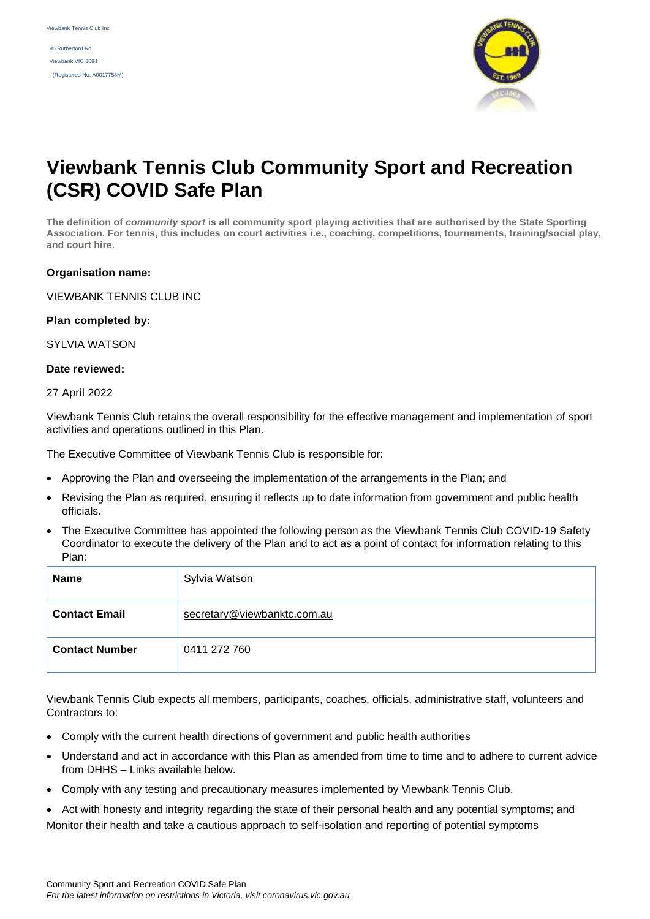Viewbank Tennis Club Inc

96 Rutherford Rd

Viewbank VIC 3084

(Registered No. A0017758M)

# Viewbank Tennis Club Community Sport and Recreation (CSR) COVID Safe Plan

**The definition of *community sport* is all community sport playing activities that are authorised by the State Sporting Association. For tennis, this includes on court activities i.e., coaching, competitions, tournaments, training/social play, and court hire.**

**Organisation name:**

VIEWBANK TENNIS CLUB INC

**Plan completed by:**

SYLVIA WATSON

**Date reviewed:**

27 April 2022

Viewbank Tennis Club retains the overall responsibility for the effective management and implementation of sport activities and operations outlined in this Plan.

The Executive Committee of Viewbank Tennis Club is responsible for:

- Approving the Plan and overseeing the implementation of the arrangements in the Plan; and
- Revising the Plan as required, ensuring it reflects up to date information from government and public health officials.
- The Executive Committee has appointed the following person as the Viewbank Tennis Club COVID-19 Safety Coordinator to execute the delivery of the Plan and to act as a point of contact for information relating to this Plan:

| | |
|---|---|
| **Name** | Sylvia Watson |
| **Contact Email** | secretary@viewbanktc.com.au |
| **Contact Number** | 0411 272 760 |

Viewbank Tennis Club expects all members, participants, coaches, officials, administrative staff, volunteers and Contractors to:

- Comply with the current health directions of government and public health authorities
- Understand and act in accordance with this Plan as amended from time to time and to adhere to current advice from DHHS – Links available below.
- Comply with any testing and precautionary measures implemented by Viewbank Tennis Club.
- Act with honesty and integrity regarding the state of their personal health and any potential symptoms; and

Monitor their health and take a cautious approach to self-isolation and reporting of potential symptoms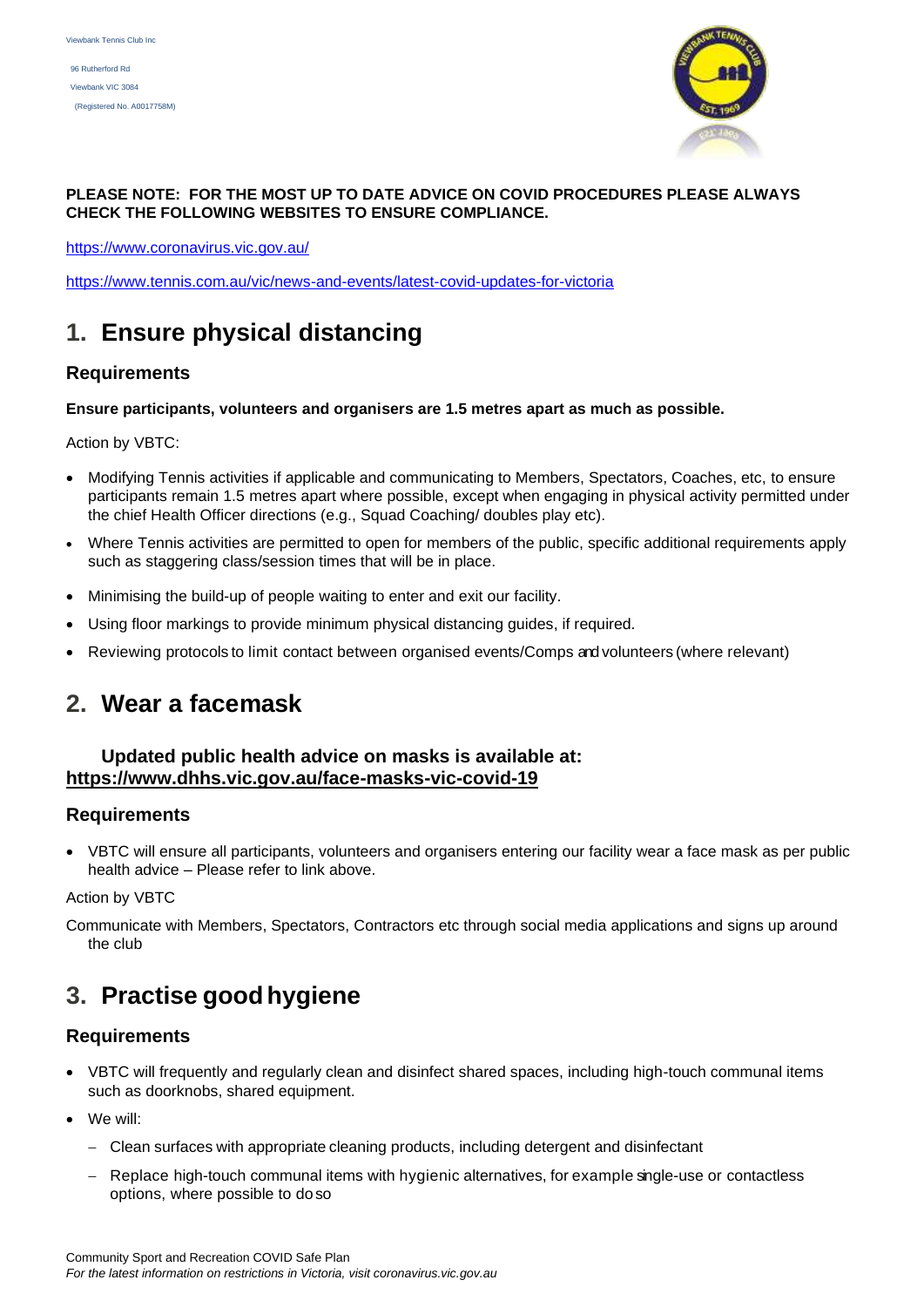Viewbank Tennis Club Inc

96 Rutherford Rd

Viewbank VIC 3084

(Registered No. A0017758M)

**PLEASE NOTE: FOR THE MOST UP TO DATE ADVICE ON COVID PROCEDURES PLEASE ALWAYS CHECK THE FOLLOWING WEBSITES TO ENSURE COMPLIANCE.**

https://www.coronavirus.vic.gov.au/

https://www.tennis.com.au/vic/news-and-events/latest-covid-updates-for-victoria

# 1. Ensure physical distancing

## Requirements

**Ensure participants, volunteers and organisers are 1.5 metres apart as much as possible.**

Action by VBTC:

- Modifying Tennis activities if applicable and communicating to Members, Spectators, Coaches, etc, to ensure participants remain 1.5 metres apart where possible, except when engaging in physical activity permitted under the chief Health Officer directions (e.g., Squad Coaching/ doubles play etc).
- Where Tennis activities are permitted to open for members of the public, specific additional requirements apply such as staggering class/session times that will be in place.
- Minimising the build-up of people waiting to enter and exit our facility.
- Using floor markings to provide minimum physical distancing guides, if required.
- Reviewing protocols to limit contact between organised events/Comps and volunteers (where relevant)

# 2. Wear a facemask

**Updated public health advice on masks is available at: https://www.dhhs.vic.gov.au/face-masks-vic-covid-19**

## Requirements

- VBTC will ensure all participants, volunteers and organisers entering our facility wear a face mask as per public health advice – Please refer to link above.

Action by VBTC

Communicate with Members, Spectators, Contractors etc through social media applications and signs up around the club

# 3. Practise good hygiene

## Requirements

- VBTC will frequently and regularly clean and disinfect shared spaces, including high-touch communal items such as doorknobs, shared equipment.
- We will:
  - Clean surfaces with appropriate cleaning products, including detergent and disinfectant
  - Replace high-touch communal items with hygienic alternatives, for example single-use or contactless options, where possible to do so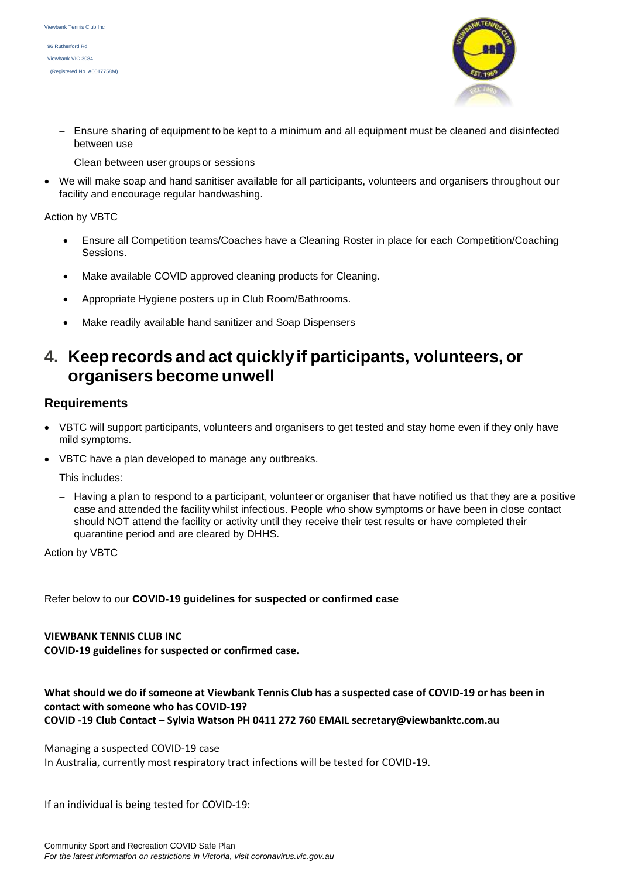- Ensure sharing of equipment to be kept to a minimum and all equipment must be cleaned and disinfected between use
  - Clean between user groups or sessions
- We will make soap and hand sanitiser available for all participants, volunteers and organisers throughout our facility and encourage regular handwashing.

Action by VBTC

- Ensure all Competition teams/Coaches have a Cleaning Roster in place for each Competition/Coaching Sessions.
- Make available COVID approved cleaning products for Cleaning.
- Appropriate Hygiene posters up in Club Room/Bathrooms.
- Make readily available hand sanitizer and Soap Dispensers

## 4. Keep records and act quickly if participants, volunteers, or organisers become unwell

### Requirements

- VBTC will support participants, volunteers and organisers to get tested and stay home even if they only have mild symptoms.
- VBTC have a plan developed to manage any outbreaks.

  This includes:

  - Having a plan to respond to a participant, volunteer or organiser that have notified us that they are a positive case and attended the facility whilst infectious. People who show symptoms or have been in close contact should NOT attend the facility or activity until they receive their test results or have completed their quarantine period and are cleared by DHHS.

Action by VBTC

Refer below to our **COVID-19 guidelines for suspected or confirmed case**

**VIEWBANK TENNIS CLUB INC**
**COVID-19 guidelines for suspected or confirmed case.**

**What should we do if someone at Viewbank Tennis Club has a suspected case of COVID-19 or has been in contact with someone who has COVID-19?**
**COVID -19 Club Contact – Sylvia Watson PH 0411 272 760 EMAIL secretary@viewbanktc.com.au**

Managing a suspected COVID-19 case
In Australia, currently most respiratory tract infections will be tested for COVID-19.

If an individual is being tested for COVID-19: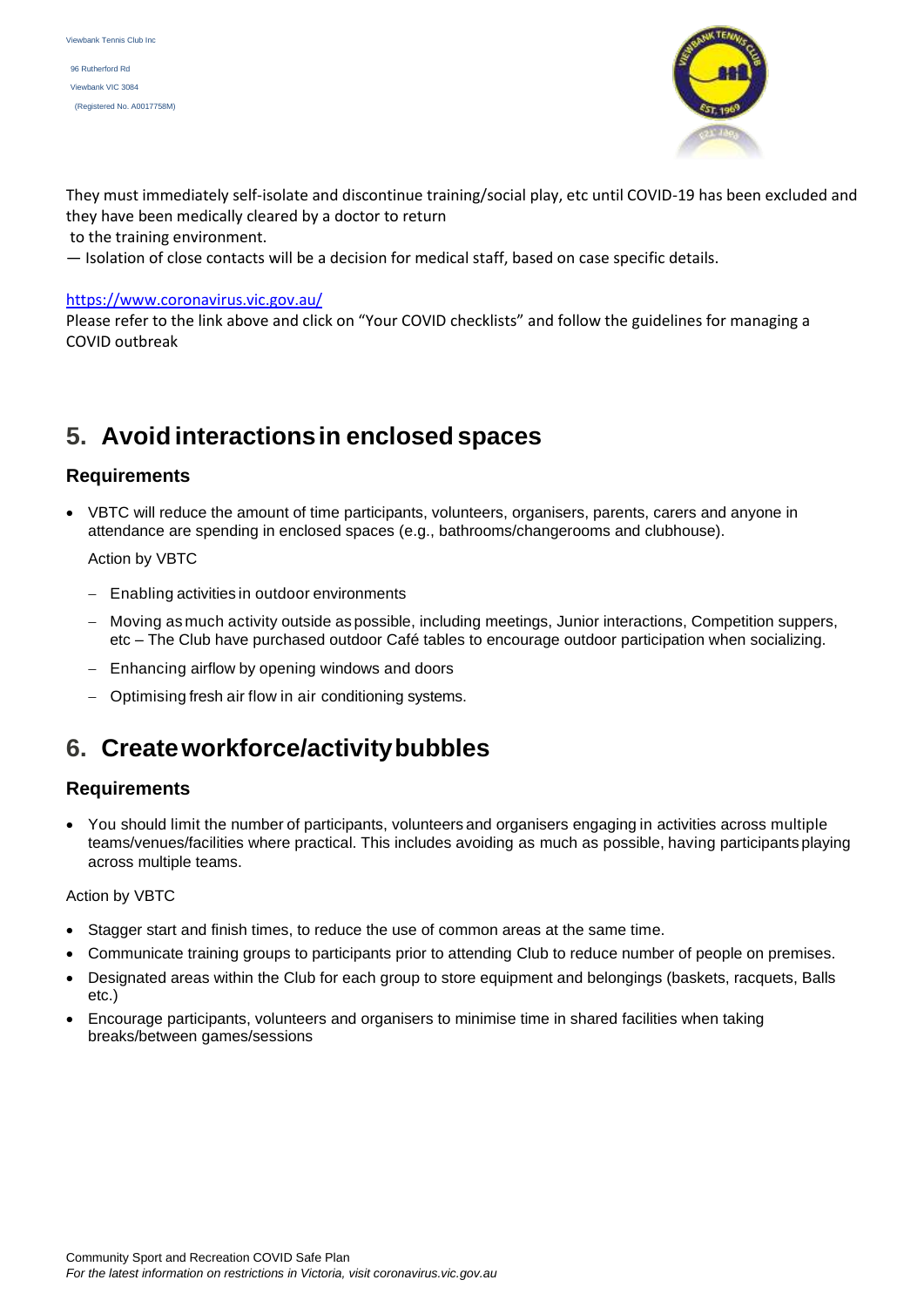They must immediately self-isolate and discontinue training/social play, etc until COVID-19 has been excluded and they have been medically cleared by a doctor to return to the training environment.

— Isolation of close contacts will be a decision for medical staff, based on case specific details.

https://www.coronavirus.vic.gov.au/

Please refer to the link above and click on "Your COVID checklists" and follow the guidelines for managing a COVID outbreak

## 5. Avoid interactions in enclosed spaces

### Requirements

- VBTC will reduce the amount of time participants, volunteers, organisers, parents, carers and anyone in attendance are spending in enclosed spaces (e.g., bathrooms/changerooms and clubhouse).

  Action by VBTC

  - Enabling activities in outdoor environments
  - Moving as much activity outside as possible, including meetings, Junior interactions, Competition suppers, etc – The Club have purchased outdoor Café tables to encourage outdoor participation when socializing.
  - Enhancing airflow by opening windows and doors
  - Optimising fresh air flow in air conditioning systems.

## 6. Create workforce/activity bubbles

### Requirements

- You should limit the number of participants, volunteers and organisers engaging in activities across multiple teams/venues/facilities where practical. This includes avoiding as much as possible, having participants playing across multiple teams.

Action by VBTC

- Stagger start and finish times, to reduce the use of common areas at the same time.
- Communicate training groups to participants prior to attending Club to reduce number of people on premises.
- Designated areas within the Club for each group to store equipment and belongings (baskets, racquets, Balls etc.)
- Encourage participants, volunteers and organisers to minimise time in shared facilities when taking breaks/between games/sessions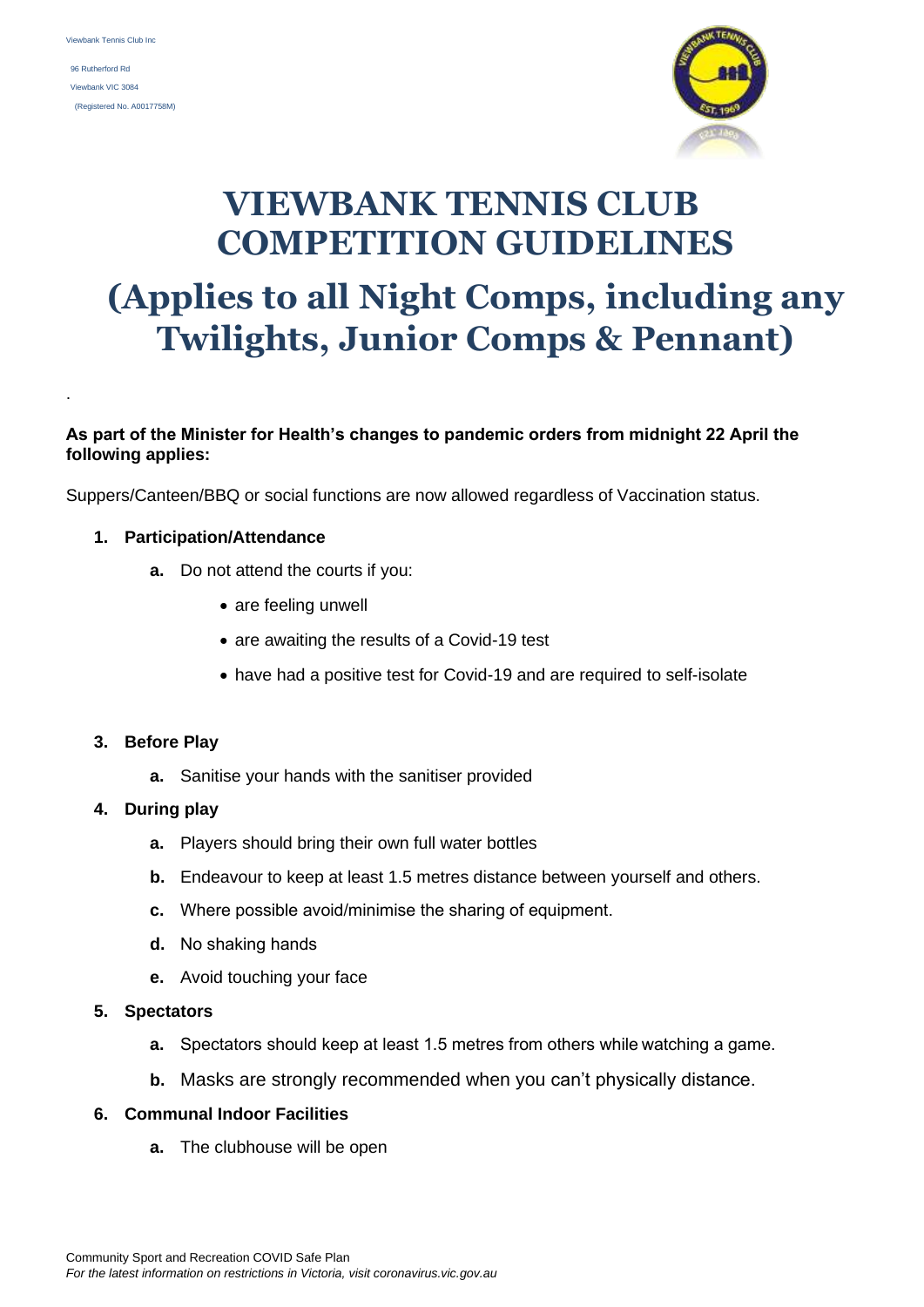Viewbank Tennis Club Inc

96 Rutherford Rd

Viewbank VIC 3084

(Registered No. A0017758M)

# VIEWBANK TENNIS CLUB COMPETITION GUIDELINES

# (Applies to all Night Comps, including any Twilights, Junior Comps & Pennant)

.

**As part of the Minister for Health's changes to pandemic orders from midnight 22 April the following applies:**

Suppers/Canteen/BBQ or social functions are now allowed regardless of Vaccination status.

1. **Participation/Attendance**
   - **a.** Do not attend the courts if you:
     - are feeling unwell
     - are awaiting the results of a Covid-19 test
     - have had a positive test for Covid-19 and are required to self-isolate

3. **Before Play**
   - **a.** Sanitise your hands with the sanitiser provided

4. **During play**
   - **a.** Players should bring their own full water bottles
   - **b.** Endeavour to keep at least 1.5 metres distance between yourself and others.
   - **c.** Where possible avoid/minimise the sharing of equipment.
   - **d.** No shaking hands
   - **e.** Avoid touching your face

5. **Spectators**
   - **a.** Spectators should keep at least 1.5 metres from others while watching a game.
   - **b.** Masks are strongly recommended when you can't physically distance.

6. **Communal Indoor Facilities**
   - **a.** The clubhouse will be open

Community Sport and Recreation COVID Safe Plan

*For the latest information on restrictions in Victoria, visit coronavirus.vic.gov.au*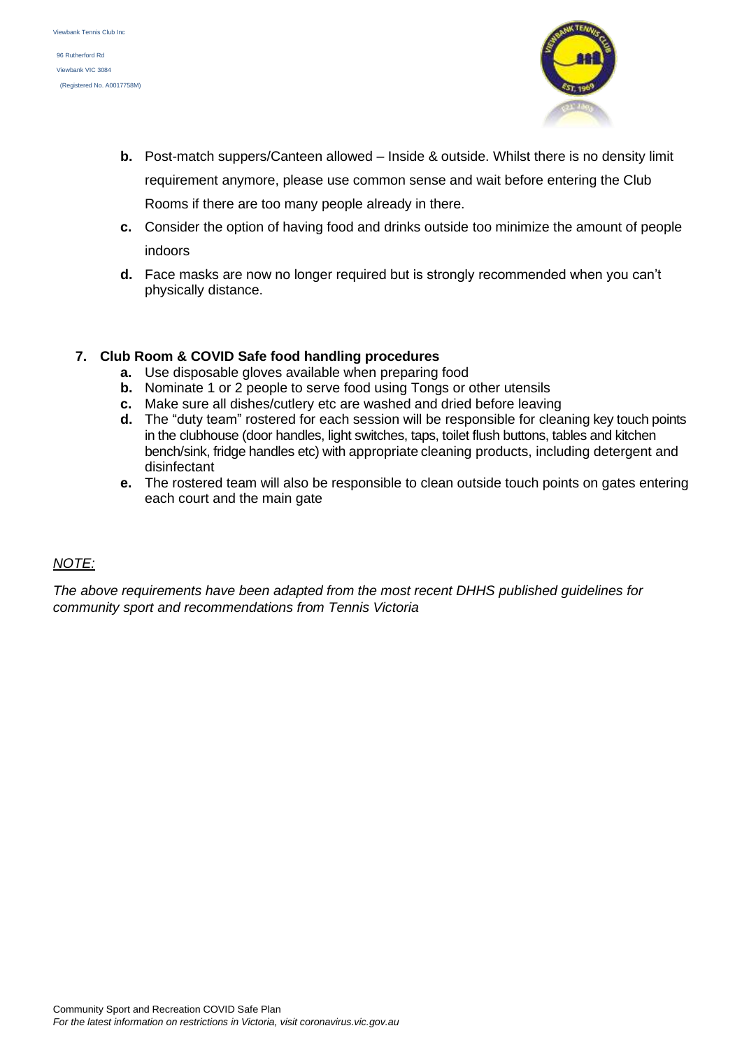b. Post-match suppers/Canteen allowed – Inside & outside. Whilst there is no density limit requirement anymore, please use common sense and wait before entering the Club Rooms if there are too many people already in there.
c. Consider the option of having food and drinks outside too minimize the amount of people indoors
d. Face masks are now no longer required but is strongly recommended when you can't physically distance.

7. **Club Room & COVID Safe food handling procedures**
   a. Use disposable gloves available when preparing food
   b. Nominate 1 or 2 people to serve food using Tongs or other utensils
   c. Make sure all dishes/cutlery etc are washed and dried before leaving
   d. The "duty team" rostered for each session will be responsible for cleaning key touch points in the clubhouse (door handles, light switches, taps, toilet flush buttons, tables and kitchen bench/sink, fridge handles etc) with appropriate cleaning products, including detergent and disinfectant
   e. The rostered team will also be responsible to clean outside touch points on gates entering each court and the main gate

*NOTE:*

*The above requirements have been adapted from the most recent DHHS published guidelines for community sport and recommendations from Tennis Victoria*